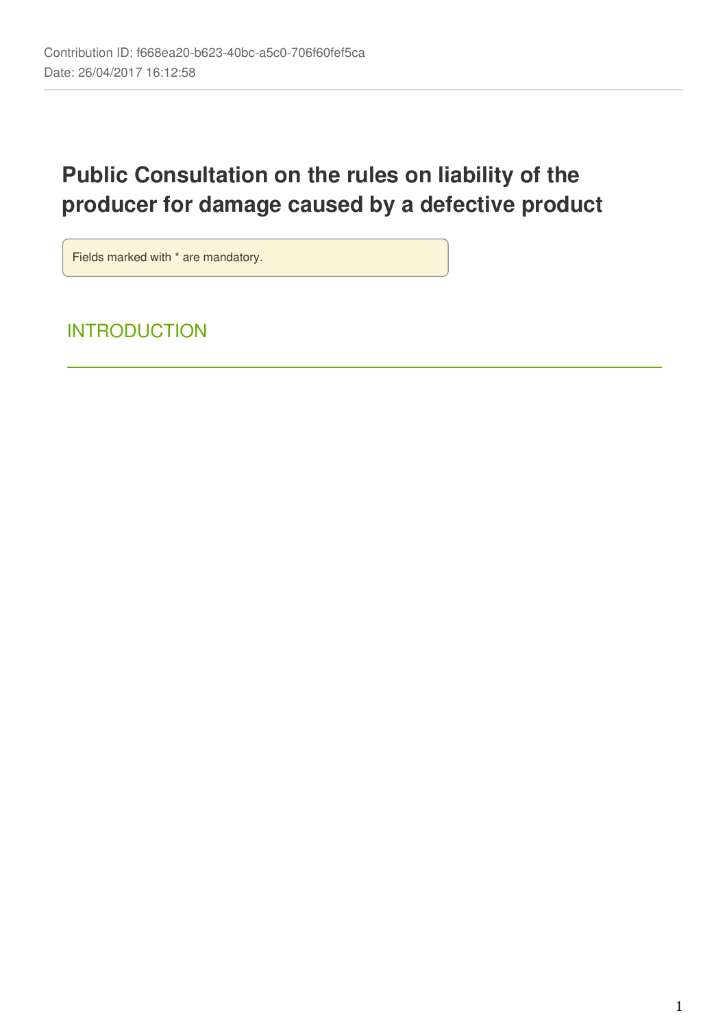Contribution ID: f668ea20-b623-40bc-a5c0-706f60fef5ca
Date: 26/04/2017 16:12:58

# Public Consultation on the rules on liability of the producer for damage caused by a defective product

Fields marked with * are mandatory.

## INTRODUCTION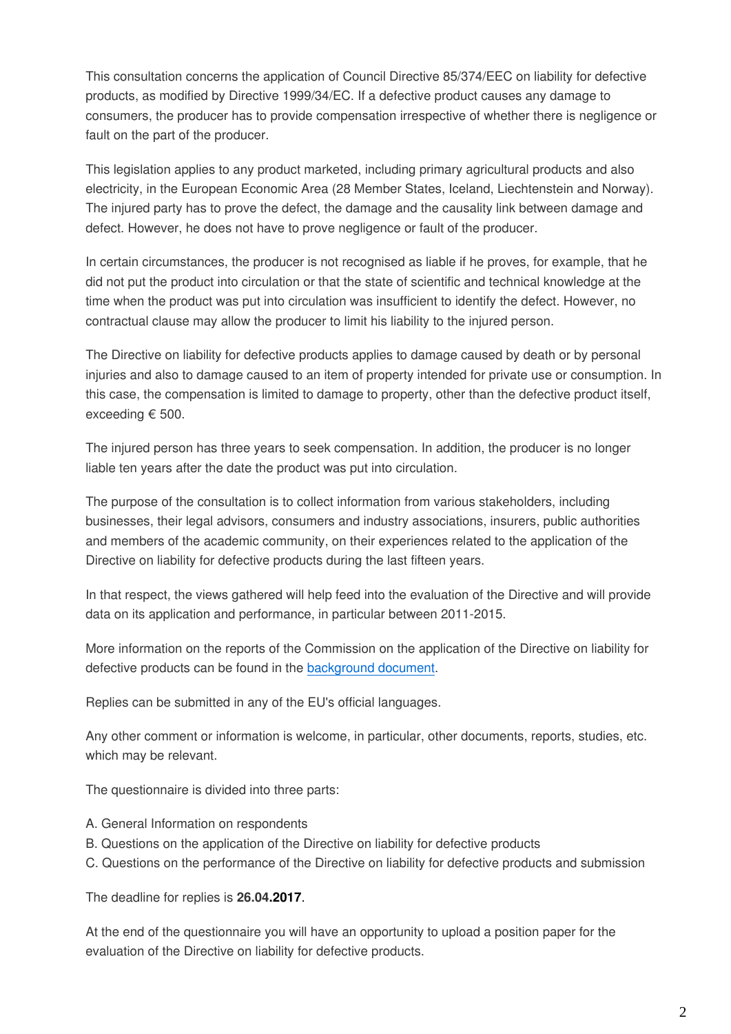This consultation concerns the application of Council Directive 85/374/EEC on liability for defective products, as modified by Directive 1999/34/EC. If a defective product causes any damage to consumers, the producer has to provide compensation irrespective of whether there is negligence or fault on the part of the producer.

This legislation applies to any product marketed, including primary agricultural products and also electricity, in the European Economic Area (28 Member States, Iceland, Liechtenstein and Norway). The injured party has to prove the defect, the damage and the causality link between damage and defect. However, he does not have to prove negligence or fault of the producer.

In certain circumstances, the producer is not recognised as liable if he proves, for example, that he did not put the product into circulation or that the state of scientific and technical knowledge at the time when the product was put into circulation was insufficient to identify the defect. However, no contractual clause may allow the producer to limit his liability to the injured person.

The Directive on liability for defective products applies to damage caused by death or by personal injuries and also to damage caused to an item of property intended for private use or consumption. In this case, the compensation is limited to damage to property, other than the defective product itself, exceeding € 500.

The injured person has three years to seek compensation. In addition, the producer is no longer liable ten years after the date the product was put into circulation.

The purpose of the consultation is to collect information from various stakeholders, including businesses, their legal advisors, consumers and industry associations, insurers, public authorities and members of the academic community, on their experiences related to the application of the Directive on liability for defective products during the last fifteen years.

In that respect, the views gathered will help feed into the evaluation of the Directive and will provide data on its application and performance, in particular between 2011-2015.

More information on the reports of the Commission on the application of the Directive on liability for defective products can be found in the background document.

Replies can be submitted in any of the EU's official languages.

Any other comment or information is welcome, in particular, other documents, reports, studies, etc. which may be relevant.

The questionnaire is divided into three parts:

A. General Information on respondents
B. Questions on the application of the Directive on liability for defective products
C. Questions on the performance of the Directive on liability for defective products and submission

The deadline for replies is **26.04.2017**.

At the end of the questionnaire you will have an opportunity to upload a position paper for the evaluation of the Directive on liability for defective products.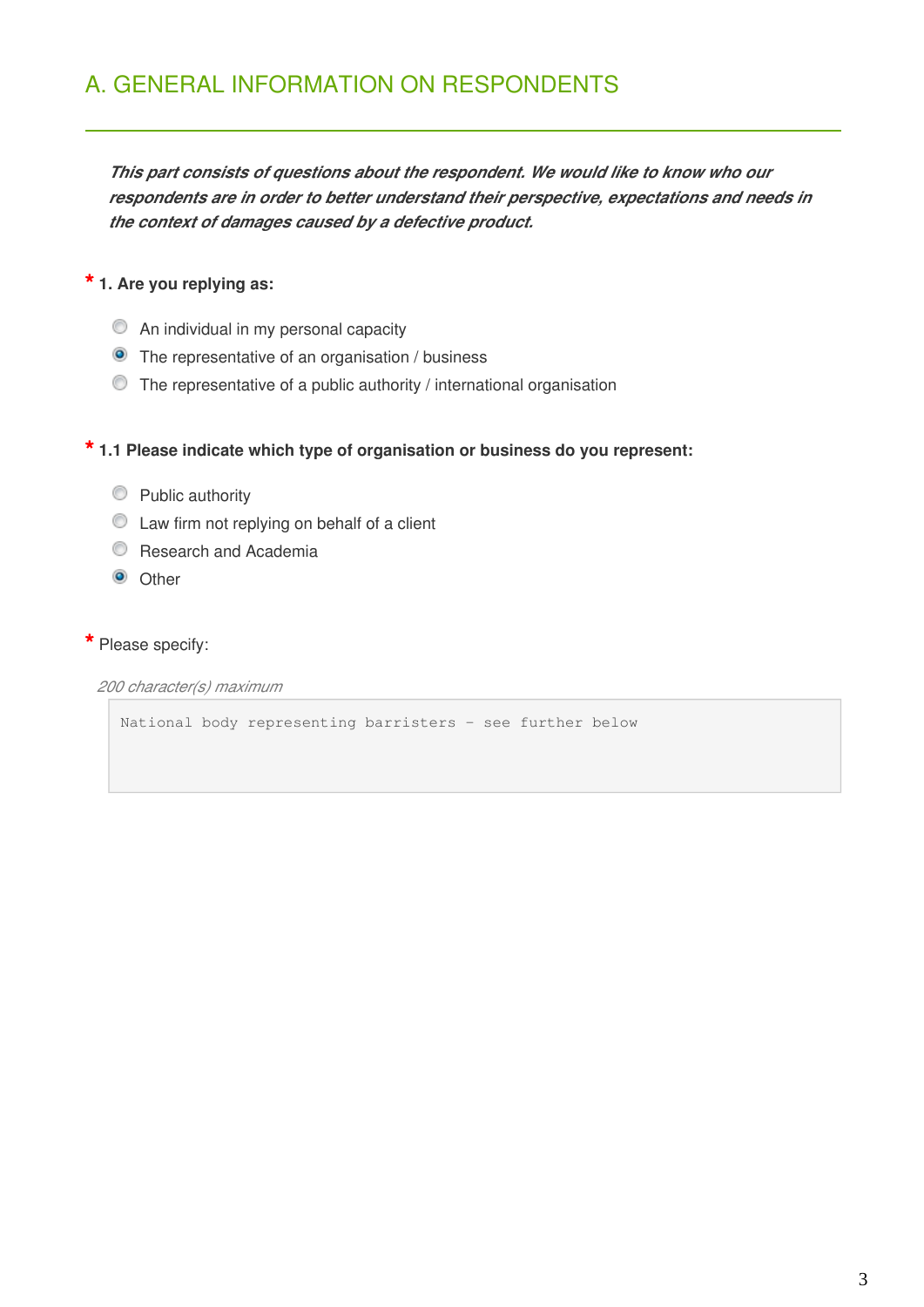## A. GENERAL INFORMATION ON RESPONDENTS

***This part consists of questions about the respondent. We would like to know who our respondents are in order to better understand their perspective, expectations and needs in the context of damages caused by a defective product.***

\* **1. Are you replying as:**

- ○ An individual in my personal capacity
- ● The representative of an organisation / business
- ○ The representative of a public authority / international organisation

\* **1.1 Please indicate which type of organisation or business do you represent:**

- ○ Public authority
- ○ Law firm not replying on behalf of a client
- ○ Research and Academia
- ● Other

\* Please specify:

*200 character(s) maximum*

```
National body representing barristers - see further below
```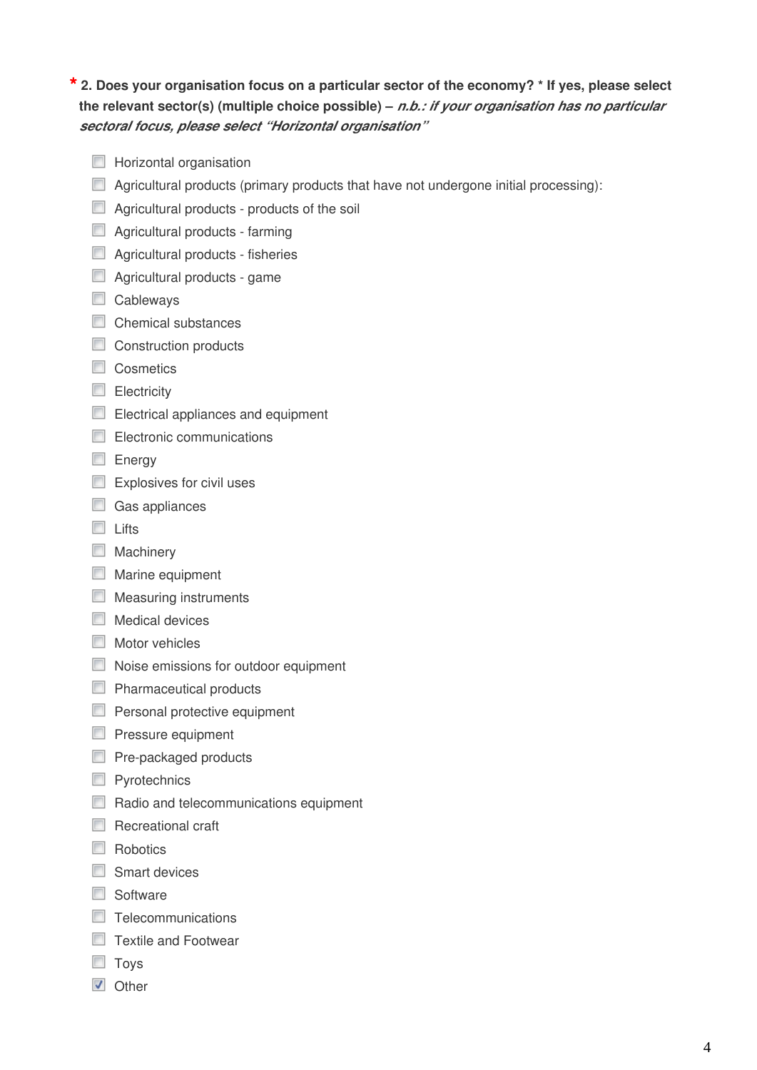**\* 2. Does your organisation focus on a particular sector of the economy? \* If yes, please select the relevant sector(s) (multiple choice possible) –** ***n.b.: if your organisation has no particular sectoral focus, please select "Horizontal organisation"***

- [ ] Horizontal organisation
- [ ] Agricultural products (primary products that have not undergone initial processing):
- [ ] Agricultural products - products of the soil
- [ ] Agricultural products - farming
- [ ] Agricultural products - fisheries
- [ ] Agricultural products - game
- [ ] Cableways
- [ ] Chemical substances
- [ ] Construction products
- [ ] Cosmetics
- [ ] Electricity
- [ ] Electrical appliances and equipment
- [ ] Electronic communications
- [ ] Energy
- [ ] Explosives for civil uses
- [ ] Gas appliances
- [ ] Lifts
- [ ] Machinery
- [ ] Marine equipment
- [ ] Measuring instruments
- [ ] Medical devices
- [ ] Motor vehicles
- [ ] Noise emissions for outdoor equipment
- [ ] Pharmaceutical products
- [ ] Personal protective equipment
- [ ] Pressure equipment
- [ ] Pre-packaged products
- [ ] Pyrotechnics
- [ ] Radio and telecommunications equipment
- [ ] Recreational craft
- [ ] Robotics
- [ ] Smart devices
- [ ] Software
- [ ] Telecommunications
- [ ] Textile and Footwear
- [ ] Toys
- [x] Other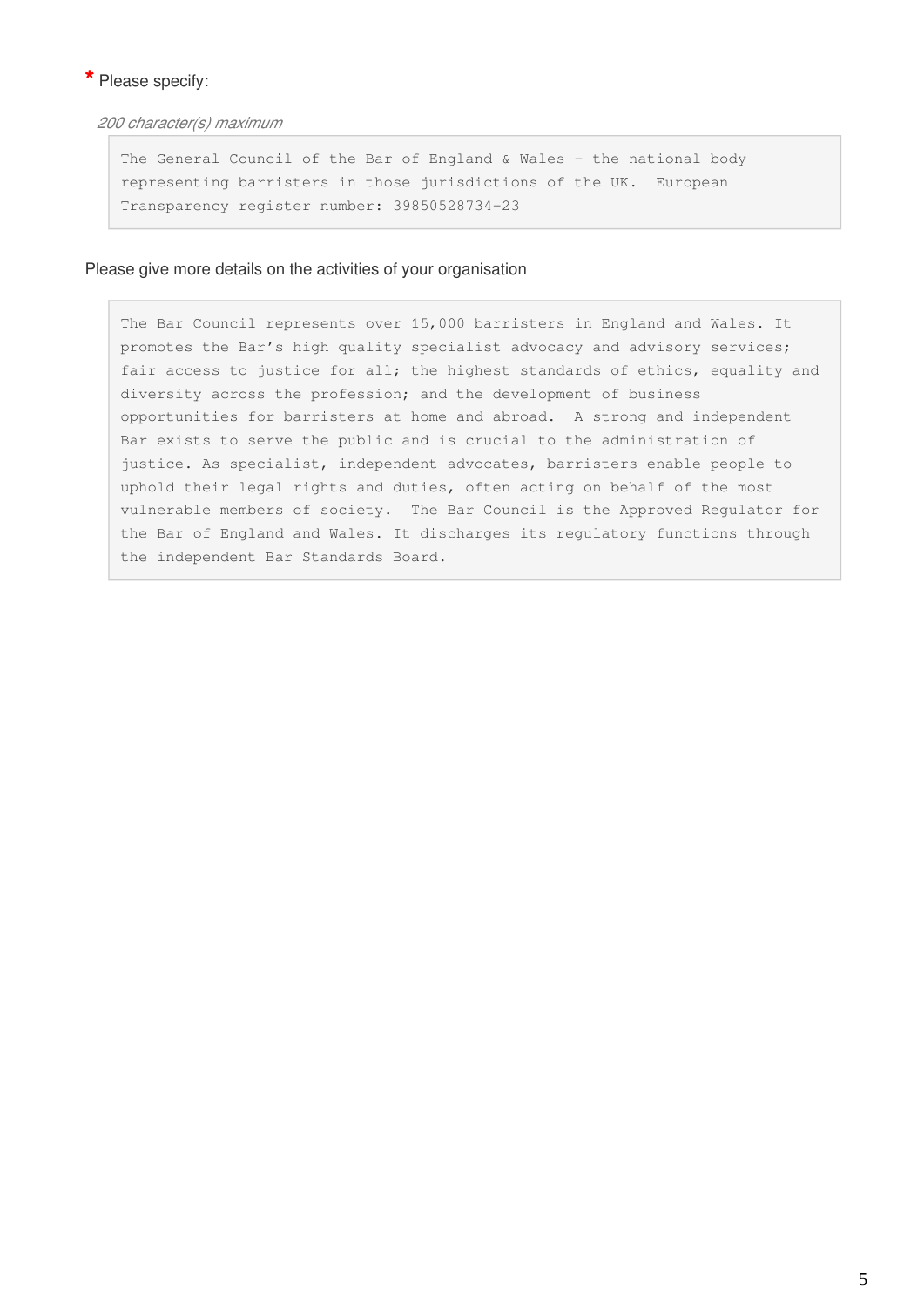**\*** Please specify:

*200 character(s) maximum*

The General Council of the Bar of England & Wales - the national body representing barristers in those jurisdictions of the UK. European Transparency register number: 39850528734-23

Please give more details on the activities of your organisation

The Bar Council represents over 15,000 barristers in England and Wales. It promotes the Bar's high quality specialist advocacy and advisory services; fair access to justice for all; the highest standards of ethics, equality and diversity across the profession; and the development of business opportunities for barristers at home and abroad. A strong and independent Bar exists to serve the public and is crucial to the administration of justice. As specialist, independent advocates, barristers enable people to uphold their legal rights and duties, often acting on behalf of the most vulnerable members of society. The Bar Council is the Approved Regulator for the Bar of England and Wales. It discharges its regulatory functions through the independent Bar Standards Board.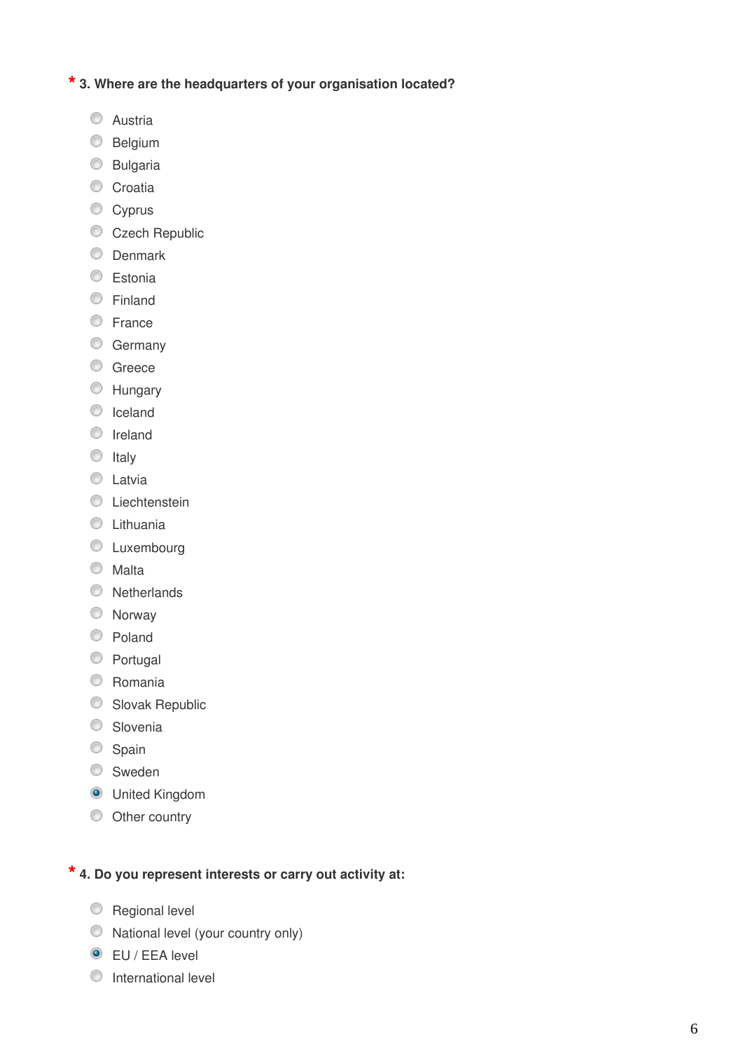**\* 3. Where are the headquarters of your organisation located?**

- ○ Austria
- ○ Belgium
- ○ Bulgaria
- ○ Croatia
- ○ Cyprus
- ○ Czech Republic
- ○ Denmark
- ○ Estonia
- ○ Finland
- ○ France
- ○ Germany
- ○ Greece
- ○ Hungary
- ○ Iceland
- ○ Ireland
- ○ Italy
- ○ Latvia
- ○ Liechtenstein
- ○ Lithuania
- ○ Luxembourg
- ○ Malta
- ○ Netherlands
- ○ Norway
- ○ Poland
- ○ Portugal
- ○ Romania
- ○ Slovak Republic
- ○ Slovenia
- ○ Spain
- ○ Sweden
- ● United Kingdom
- ○ Other country

**\* 4. Do you represent interests or carry out activity at:**

- ○ Regional level
- ○ National level (your country only)
- ● EU / EEA level
- ○ International level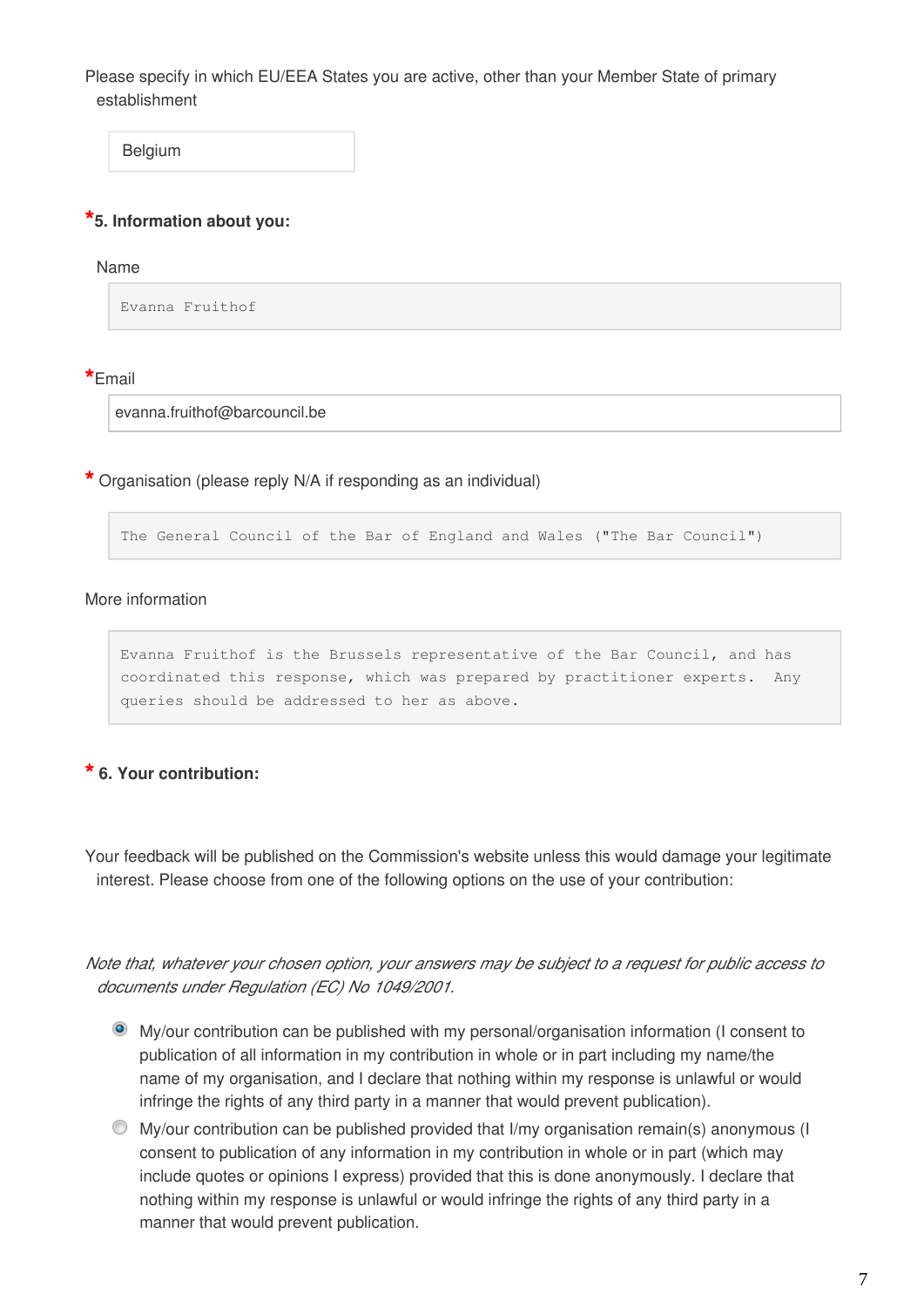Please specify in which EU/EEA States you are active, other than your Member State of primary establishment

Belgium

*5. Information about you:

Name

Evanna Fruithof

*Email

evanna.fruithof@barcouncil.be

* Organisation (please reply N/A if responding as an individual)

The General Council of the Bar of England and Wales ("The Bar Council")

More information

Evanna Fruithof is the Brussels representative of the Bar Council, and has coordinated this response, which was prepared by practitioner experts. Any queries should be addressed to her as above.

* 6. Your contribution:

Your feedback will be published on the Commission's website unless this would damage your legitimate interest. Please choose from one of the following options on the use of your contribution:

*Note that, whatever your chosen option, your answers may be subject to a request for public access to documents under Regulation (EC) No 1049/2001.*

- (selected) My/our contribution can be published with my personal/organisation information (I consent to publication of all information in my contribution in whole or in part including my name/the name of my organisation, and I declare that nothing within my response is unlawful or would infringe the rights of any third party in a manner that would prevent publication).
- My/our contribution can be published provided that I/my organisation remain(s) anonymous (I consent to publication of any information in my contribution in whole or in part (which may include quotes or opinions I express) provided that this is done anonymously. I declare that nothing within my response is unlawful or would infringe the rights of any third party in a manner that would prevent publication.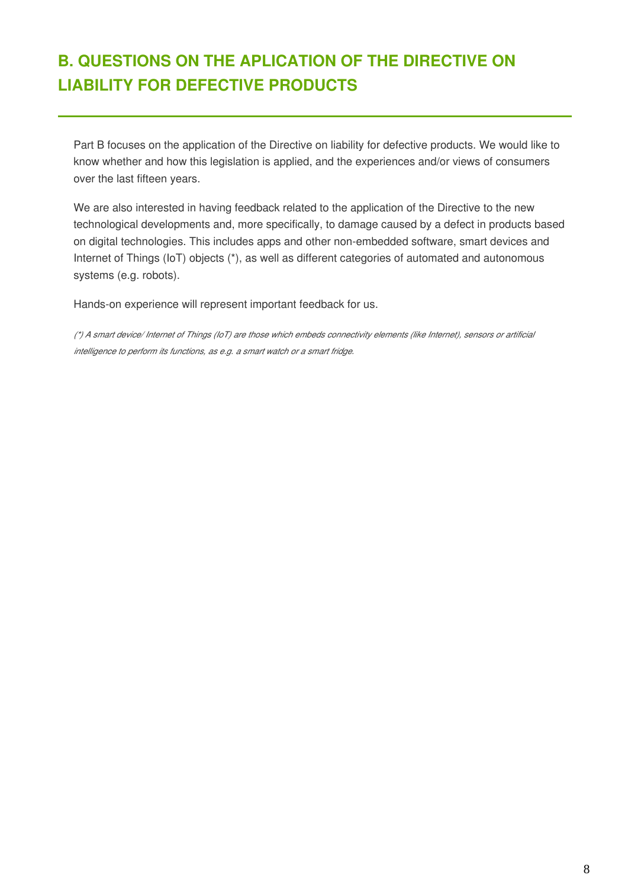## B. QUESTIONS ON THE APLICATION OF THE DIRECTIVE ON LIABILITY FOR DEFECTIVE PRODUCTS

Part B focuses on the application of the Directive on liability for defective products. We would like to know whether and how this legislation is applied, and the experiences and/or views of consumers over the last fifteen years.

We are also interested in having feedback related to the application of the Directive to the new technological developments and, more specifically, to damage caused by a defect in products based on digital technologies. This includes apps and other non-embedded software, smart devices and Internet of Things (IoT) objects (*), as well as different categories of automated and autonomous systems (e.g. robots).

Hands-on experience will represent important feedback for us.

*(*) A smart device/ Internet of Things (IoT) are those which embeds connectivity elements (like Internet), sensors or artificial intelligence to perform its functions, as e.g. a smart watch or a smart fridge.*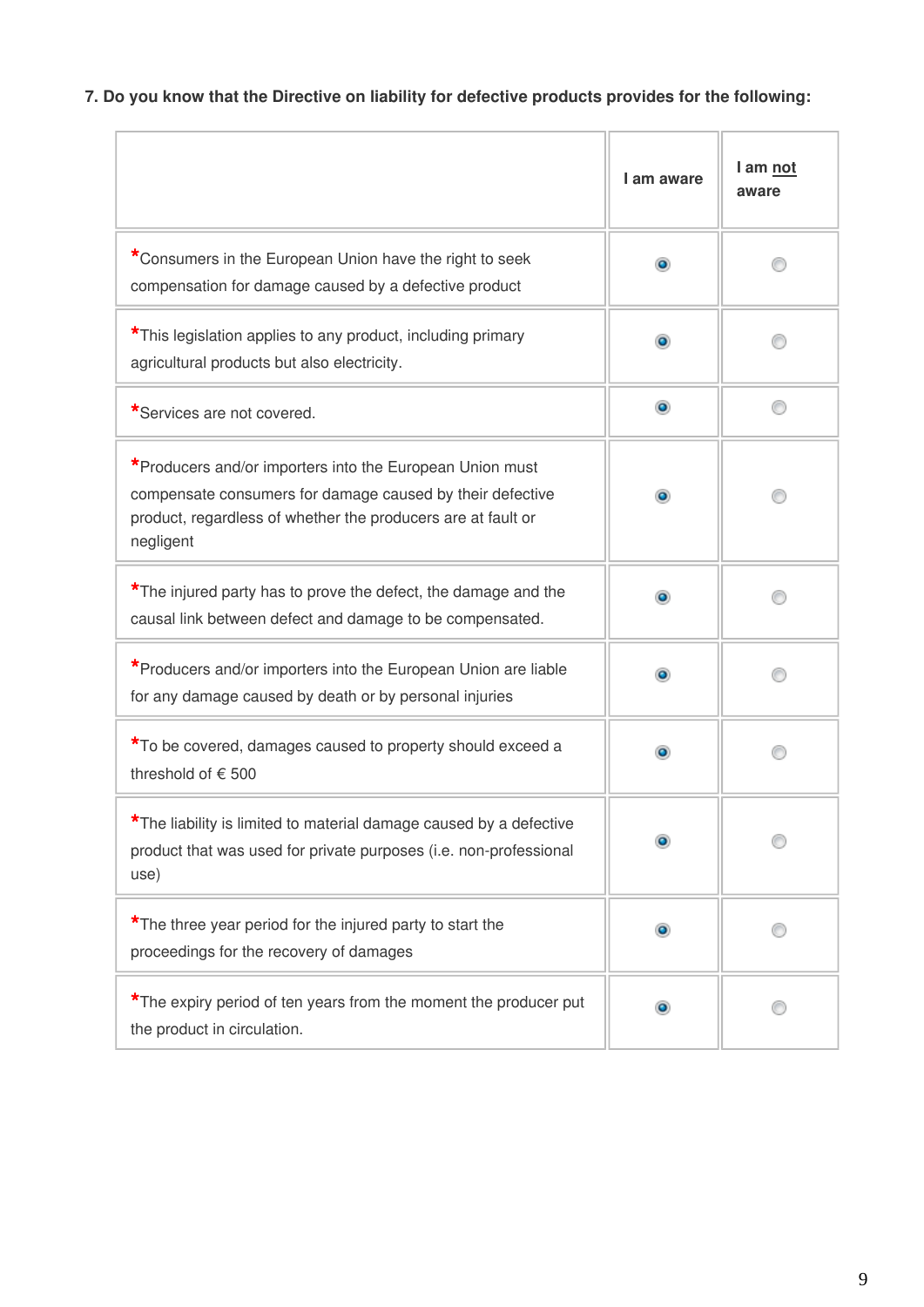**7. Do you know that the Directive on liability for defective products provides for the following:**

| | I am aware | I am not aware |
|---|---|---|
| *Consumers in the European Union have the right to seek compensation for damage caused by a defective product | ◉ | ○ |
| *This legislation applies to any product, including primary agricultural products but also electricity. | ◉ | ○ |
| *Services are not covered. | ◉ | ○ |
| *Producers and/or importers into the European Union must compensate consumers for damage caused by their defective product, regardless of whether the producers are at fault or negligent | ◉ | ○ |
| *The injured party has to prove the defect, the damage and the causal link between defect and damage to be compensated. | ◉ | ○ |
| *Producers and/or importers into the European Union are liable for any damage caused by death or by personal injuries | ◉ | ○ |
| *To be covered, damages caused to property should exceed a threshold of € 500 | ◉ | ○ |
| *The liability is limited to material damage caused by a defective product that was used for private purposes (i.e. non-professional use) | ◉ | ○ |
| *The three year period for the injured party to start the proceedings for the recovery of damages | ◉ | ○ |
| *The expiry period of ten years from the moment the producer put the product in circulation. | ◉ | ○ |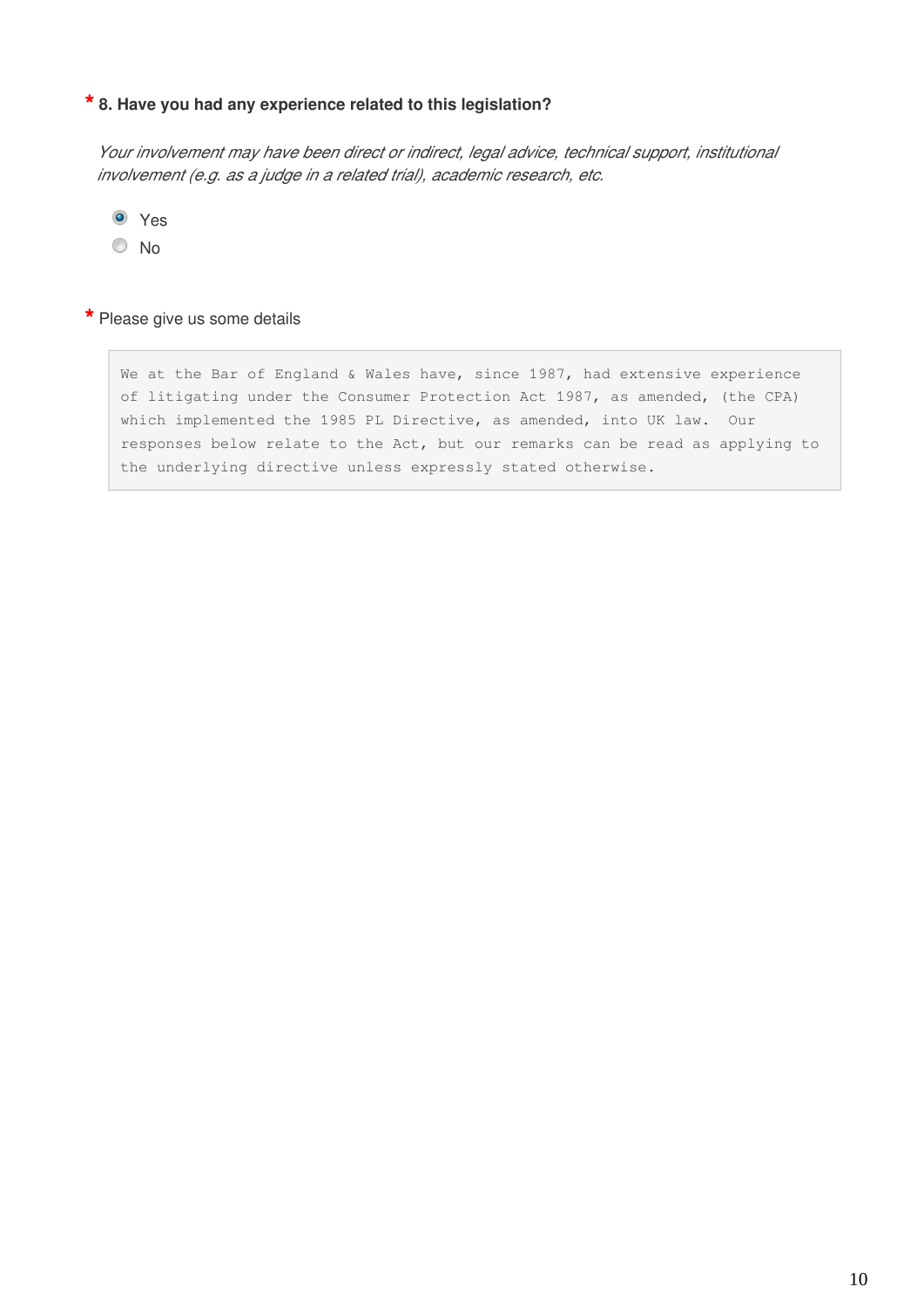**\* 8. Have you had any experience related to this legislation?**

*Your involvement may have been direct or indirect, legal advice, technical support, institutional involvement (e.g. as a judge in a related trial), academic research, etc.*

- (●) Yes
- ( ) No

\* Please give us some details

We at the Bar of England & Wales have, since 1987, had extensive experience of litigating under the Consumer Protection Act 1987, as amended, (the CPA) which implemented the 1985 PL Directive, as amended, into UK law. Our responses below relate to the Act, but our remarks can be read as applying to the underlying directive unless expressly stated otherwise.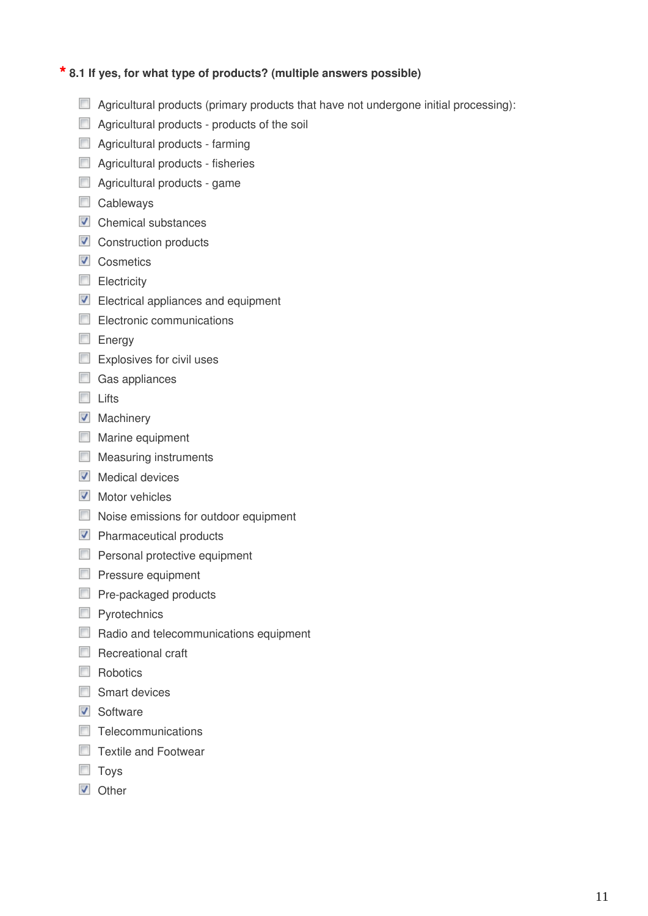**\* 8.1 If yes, for what type of products? (multiple answers possible)**

- [ ] Agricultural products (primary products that have not undergone initial processing):
- [ ] Agricultural products - products of the soil
- [ ] Agricultural products - farming
- [ ] Agricultural products - fisheries
- [ ] Agricultural products - game
- [ ] Cableways
- [x] Chemical substances
- [x] Construction products
- [x] Cosmetics
- [ ] Electricity
- [x] Electrical appliances and equipment
- [ ] Electronic communications
- [ ] Energy
- [ ] Explosives for civil uses
- [ ] Gas appliances
- [ ] Lifts
- [x] Machinery
- [ ] Marine equipment
- [ ] Measuring instruments
- [x] Medical devices
- [x] Motor vehicles
- [ ] Noise emissions for outdoor equipment
- [x] Pharmaceutical products
- [ ] Personal protective equipment
- [ ] Pressure equipment
- [ ] Pre-packaged products
- [ ] Pyrotechnics
- [ ] Radio and telecommunications equipment
- [ ] Recreational craft
- [ ] Robotics
- [ ] Smart devices
- [x] Software
- [ ] Telecommunications
- [ ] Textile and Footwear
- [ ] Toys
- [x] Other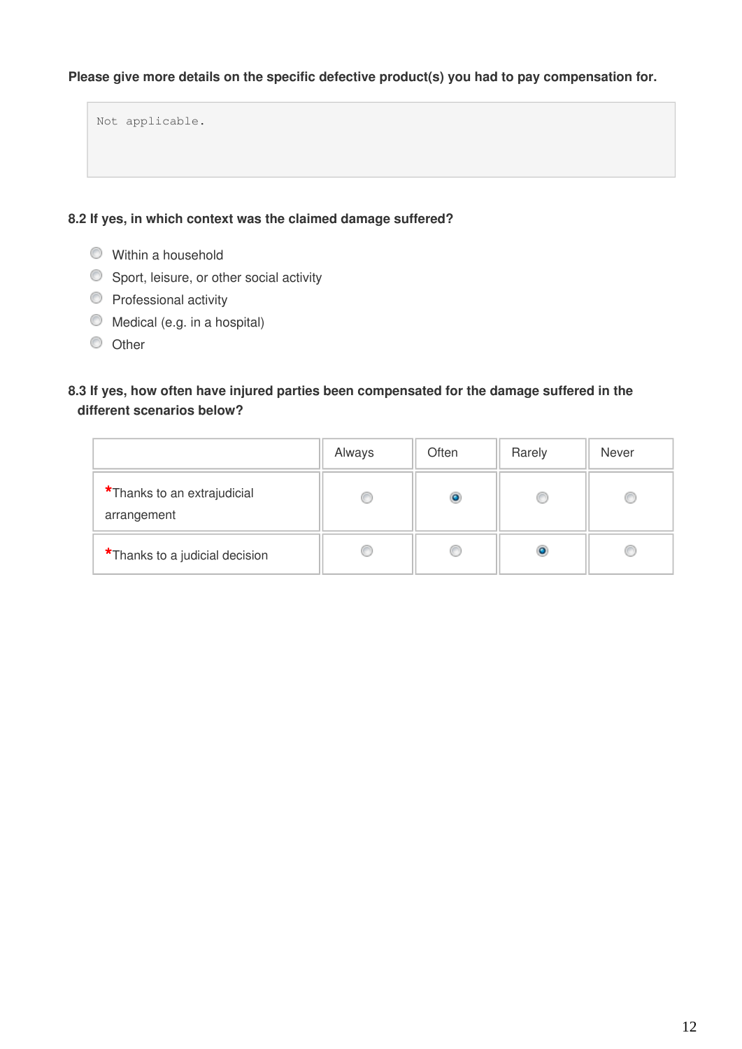**Please give more details on the specific defective product(s) you had to pay compensation for.**

```
Not applicable.
```

**8.2 If yes, in which context was the claimed damage suffered?**

- ○ Within a household
- ○ Sport, leisure, or other social activity
- ○ Professional activity
- ○ Medical (e.g. in a hospital)
- ○ Other

**8.3 If yes, how often have injured parties been compensated for the damage suffered in the different scenarios below?**

| | Always | Often | Rarely | Never |
|---|---|---|---|---|
| *Thanks to an extrajudicial arrangement | ○ | ● | ○ | ○ |
| *Thanks to a judicial decision | ○ | ○ | ● | ○ |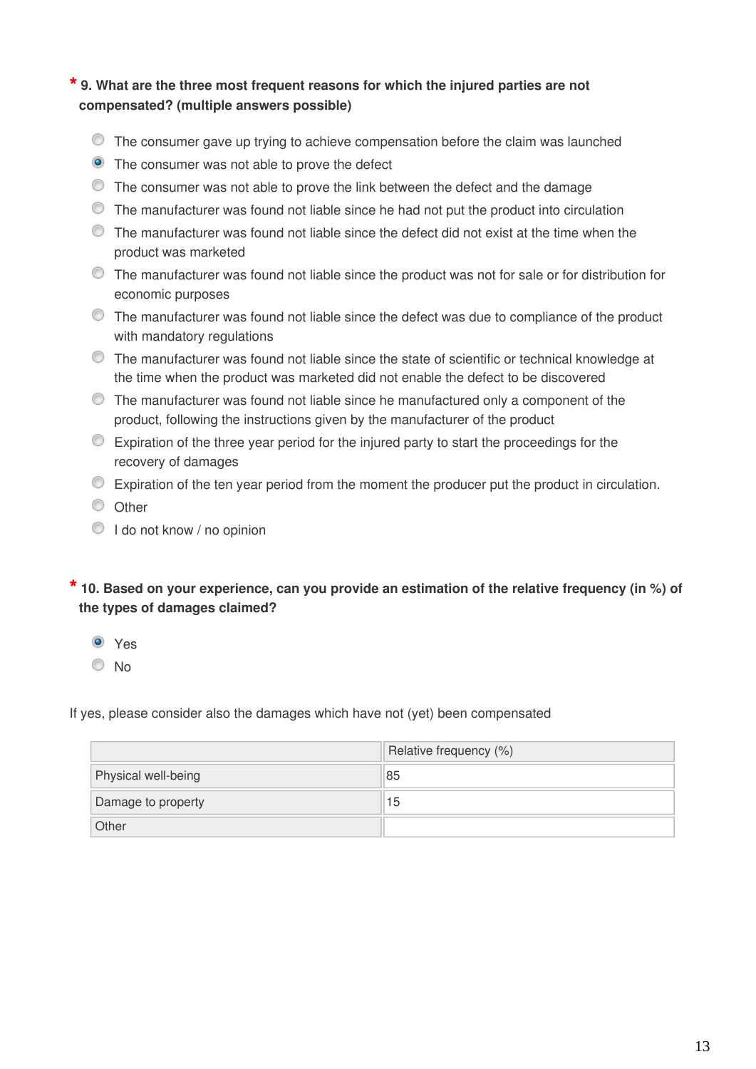**\* 9. What are the three most frequent reasons for which the injured parties are not compensated? (multiple answers possible)**

- ○ The consumer gave up trying to achieve compensation before the claim was launched
- ◉ The consumer was not able to prove the defect
- ○ The consumer was not able to prove the link between the defect and the damage
- ○ The manufacturer was found not liable since he had not put the product into circulation
- ○ The manufacturer was found not liable since the defect did not exist at the time when the product was marketed
- ○ The manufacturer was found not liable since the product was not for sale or for distribution for economic purposes
- ○ The manufacturer was found not liable since the defect was due to compliance of the product with mandatory regulations
- ○ The manufacturer was found not liable since the state of scientific or technical knowledge at the time when the product was marketed did not enable the defect to be discovered
- ○ The manufacturer was found not liable since he manufactured only a component of the product, following the instructions given by the manufacturer of the product
- ○ Expiration of the three year period for the injured party to start the proceedings for the recovery of damages
- ○ Expiration of the ten year period from the moment the producer put the product in circulation.
- ○ Other
- ○ I do not know / no opinion

**\* 10. Based on your experience, can you provide an estimation of the relative frequency (in %) of the types of damages claimed?**

- ◉ Yes
- ○ No

If yes, please consider also the damages which have not (yet) been compensated

| | Relative frequency (%) |
|---|---|
| Physical well-being | 85 |
| Damage to property | 15 |
| Other | |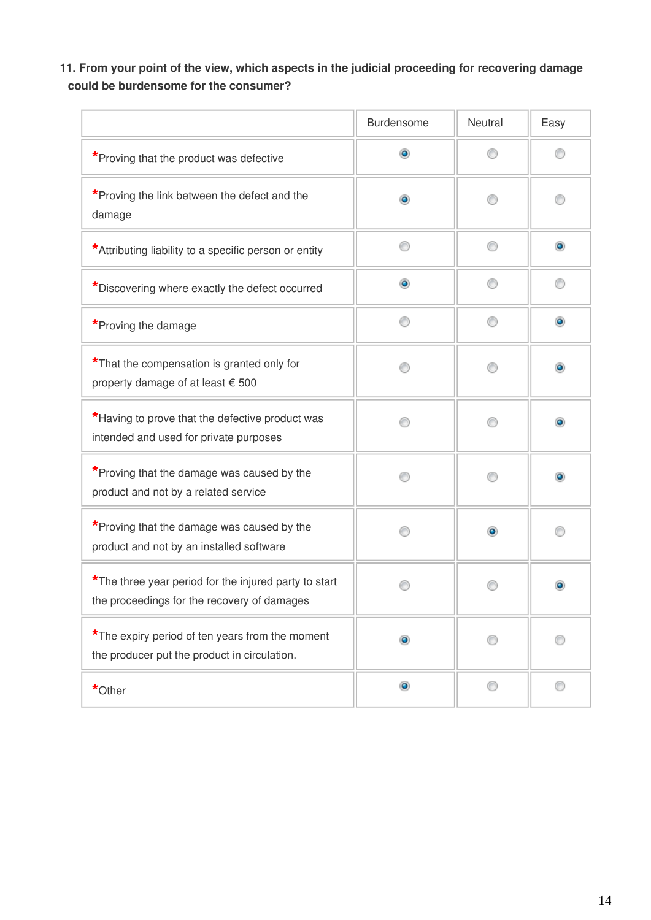**11. From your point of the view, which aspects in the judicial proceeding for recovering damage could be burdensome for the consumer?**

| | Burdensome | Neutral | Easy |
|---|---|---|---|
| *Proving that the product was defective | ◉ | ○ | ○ |
| *Proving the link between the defect and the damage | ◉ | ○ | ○ |
| *Attributing liability to a specific person or entity | ○ | ○ | ◉ |
| *Discovering where exactly the defect occurred | ◉ | ○ | ○ |
| *Proving the damage | ○ | ○ | ◉ |
| *That the compensation is granted only for property damage of at least € 500 | ○ | ○ | ◉ |
| *Having to prove that the defective product was intended and used for private purposes | ○ | ○ | ◉ |
| *Proving that the damage was caused by the product and not by a related service | ○ | ○ | ◉ |
| *Proving that the damage was caused by the product and not by an installed software | ○ | ◉ | ○ |
| *The three year period for the injured party to start the proceedings for the recovery of damages | ○ | ○ | ◉ |
| *The expiry period of ten years from the moment the producer put the product in circulation. | ◉ | ○ | ○ |
| *Other | ◉ | ○ | ○ |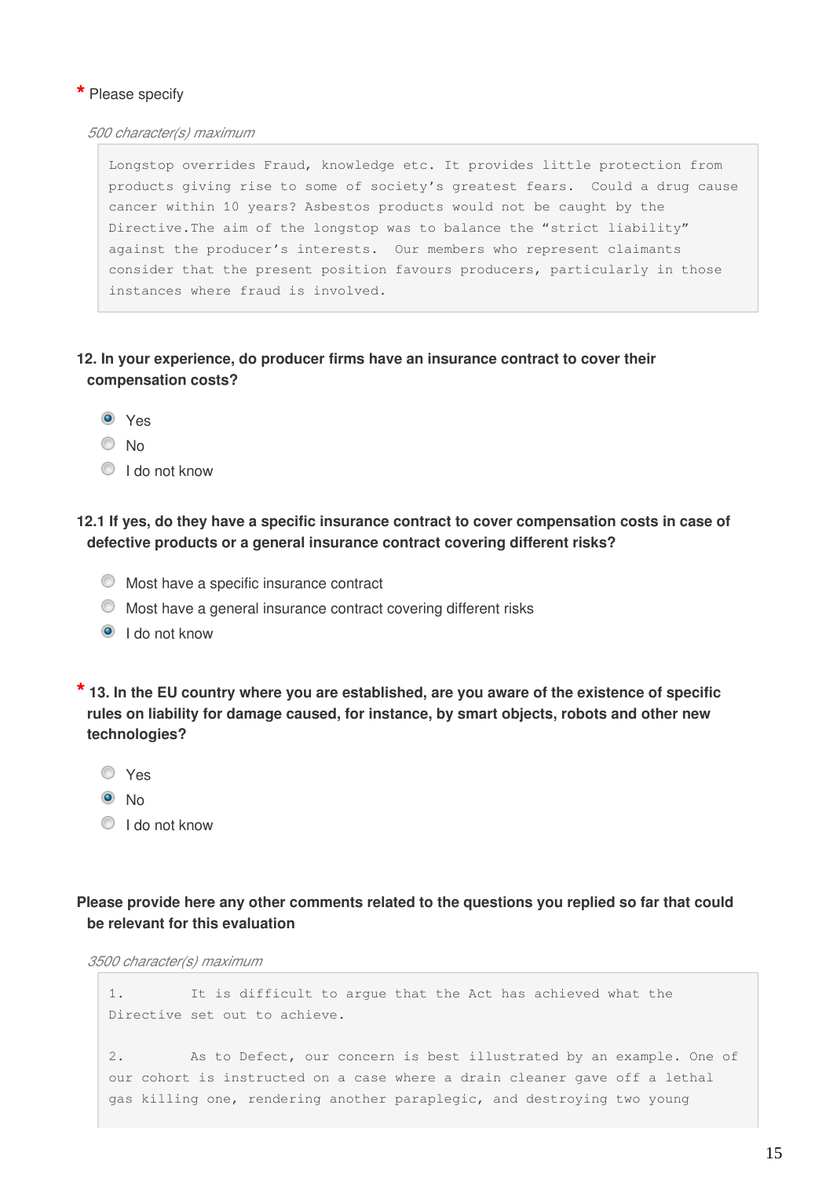**\*** Please specify

*500 character(s) maximum*

> Longstop overrides Fraud, knowledge etc. It provides little protection from products giving rise to some of society's greatest fears. Could a drug cause cancer within 10 years? Asbestos products would not be caught by the Directive.The aim of the longstop was to balance the "strict liability" against the producer's interests. Our members who represent claimants consider that the present position favours producers, particularly in those instances where fraud is involved.

**12. In your experience, do producer firms have an insurance contract to cover their compensation costs?**

- (●) Yes
- ( ) No
- ( ) I do not know

**12.1 If yes, do they have a specific insurance contract to cover compensation costs in case of defective products or a general insurance contract covering different risks?**

- ( ) Most have a specific insurance contract
- ( ) Most have a general insurance contract covering different risks
- (●) I do not know

**\* 13. In the EU country where you are established, are you aware of the existence of specific rules on liability for damage caused, for instance, by smart objects, robots and other new technologies?**

- ( ) Yes
- (●) No
- ( ) I do not know

**Please provide here any other comments related to the questions you replied so far that could be relevant for this evaluation**

*3500 character(s) maximum*

> 1. It is difficult to argue that the Act has achieved what the Directive set out to achieve.
>
> 2. As to Defect, our concern is best illustrated by an example. One of our cohort is instructed on a case where a drain cleaner gave off a lethal gas killing one, rendering another paraplegic, and destroying two young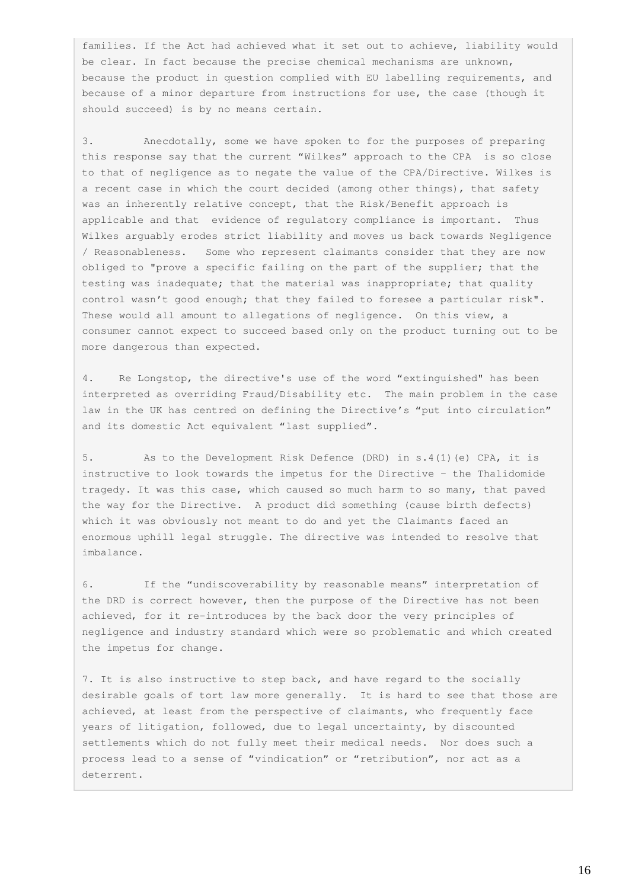families. If the Act had achieved what it set out to achieve, liability would be clear. In fact because the precise chemical mechanisms are unknown, because the product in question complied with EU labelling requirements, and because of a minor departure from instructions for use, the case (though it should succeed) is by no means certain.

3. Anecdotally, some we have spoken to for the purposes of preparing this response say that the current "Wilkes" approach to the CPA is so close to that of negligence as to negate the value of the CPA/Directive. Wilkes is a recent case in which the court decided (among other things), that safety was an inherently relative concept, that the Risk/Benefit approach is applicable and that evidence of regulatory compliance is important. Thus Wilkes arguably erodes strict liability and moves us back towards Negligence / Reasonableness. Some who represent claimants consider that they are now obliged to "prove a specific failing on the part of the supplier; that the testing was inadequate; that the material was inappropriate; that quality control wasn't good enough; that they failed to foresee a particular risk". These would all amount to allegations of negligence. On this view, a consumer cannot expect to succeed based only on the product turning out to be more dangerous than expected.

4. Re Longstop, the directive's use of the word "extinguished" has been interpreted as overriding Fraud/Disability etc. The main problem in the case law in the UK has centred on defining the Directive's "put into circulation" and its domestic Act equivalent "last supplied".

5. As to the Development Risk Defence (DRD) in s.4(1)(e) CPA, it is instructive to look towards the impetus for the Directive – the Thalidomide tragedy. It was this case, which caused so much harm to so many, that paved the way for the Directive. A product did something (cause birth defects) which it was obviously not meant to do and yet the Claimants faced an enormous uphill legal struggle. The directive was intended to resolve that imbalance.

6. If the "undiscoverability by reasonable means" interpretation of the DRD is correct however, then the purpose of the Directive has not been achieved, for it re-introduces by the back door the very principles of negligence and industry standard which were so problematic and which created the impetus for change.

7. It is also instructive to step back, and have regard to the socially desirable goals of tort law more generally. It is hard to see that those are achieved, at least from the perspective of claimants, who frequently face years of litigation, followed, due to legal uncertainty, by discounted settlements which do not fully meet their medical needs. Nor does such a process lead to a sense of "vindication" or "retribution", nor act as a deterrent.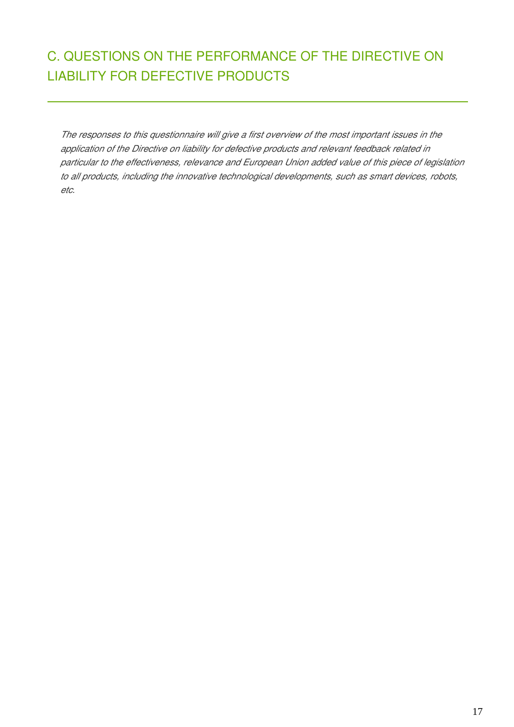## C. QUESTIONS ON THE PERFORMANCE OF THE DIRECTIVE ON LIABILITY FOR DEFECTIVE PRODUCTS

*The responses to this questionnaire will give a first overview of the most important issues in the application of the Directive on liability for defective products and relevant feedback related in particular to the effectiveness, relevance and European Union added value of this piece of legislation to all products, including the innovative technological developments, such as smart devices, robots, etc.*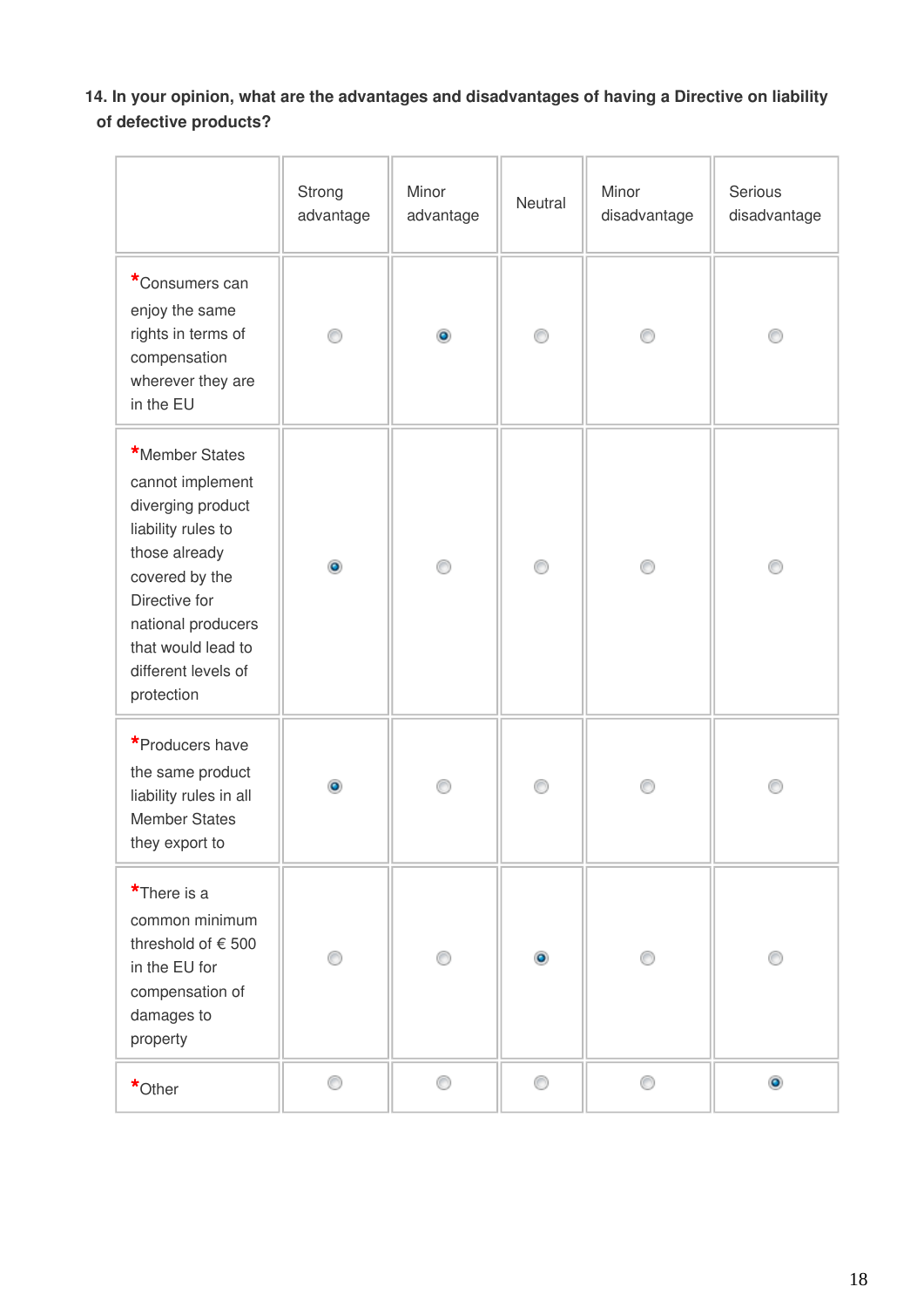**14. In your opinion, what are the advantages and disadvantages of having a Directive on liability of defective products?**

| | Strong advantage | Minor advantage | Neutral | Minor disadvantage | Serious disadvantage |
|---|---|---|---|---|---|
| *Consumers can enjoy the same rights in terms of compensation wherever they are in the EU | | X | | | |
| *Member States cannot implement diverging product liability rules to those already covered by the Directive for national producers that would lead to different levels of protection | X | | | | |
| *Producers have the same product liability rules in all Member States they export to | X | | | | |
| *There is a common minimum threshold of € 500 in the EU for compensation of damages to property | | | X | | |
| *Other | | | | | X |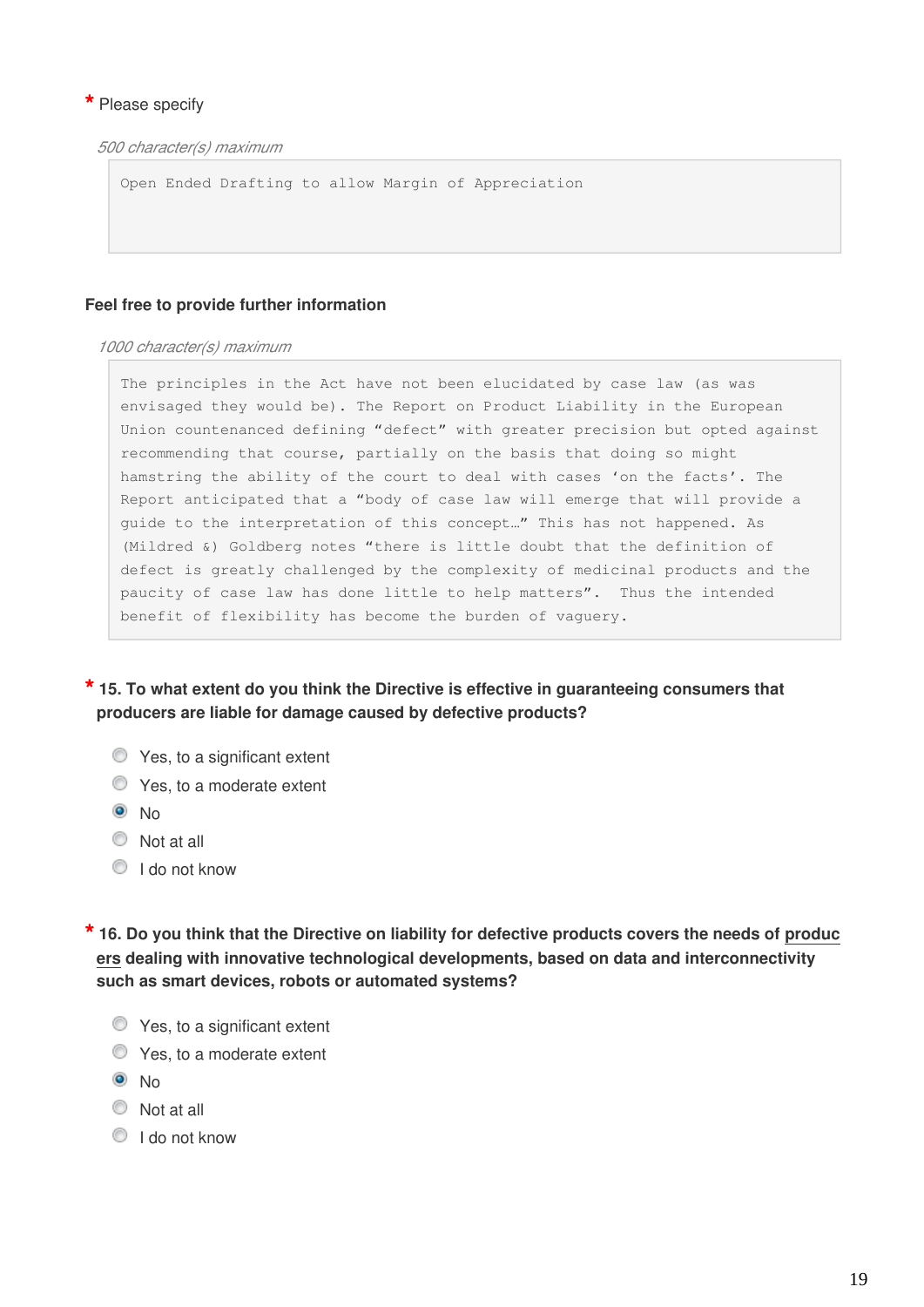\* Please specify

*500 character(s) maximum*

```
Open Ended Drafting to allow Margin of Appreciation
```

**Feel free to provide further information**

*1000 character(s) maximum*

```
The principles in the Act have not been elucidated by case law (as was
envisaged they would be). The Report on Product Liability in the European
Union countenanced defining "defect" with greater precision but opted against
recommending that course, partially on the basis that doing so might
hamstring the ability of the court to deal with cases 'on the facts'. The
Report anticipated that a "body of case law will emerge that will provide a
guide to the interpretation of this concept…" This has not happened. As
(Mildred &) Goldberg notes "there is little doubt that the definition of
defect is greatly challenged by the complexity of medicinal products and the
paucity of case law has done little to help matters".  Thus the intended
benefit of flexibility has become the burden of vaguery.
```

**\* 15. To what extent do you think the Directive is effective in guaranteeing consumers that producers are liable for damage caused by defective products?**

- ○ Yes, to a significant extent
- ○ Yes, to a moderate extent
- ◉ No
- ○ Not at all
- ○ I do not know

**\* 16. Do you think that the Directive on liability for defective products covers the needs of producers dealing with innovative technological developments, based on data and interconnectivity such as smart devices, robots or automated systems?**

- ○ Yes, to a significant extent
- ○ Yes, to a moderate extent
- ◉ No
- ○ Not at all
- ○ I do not know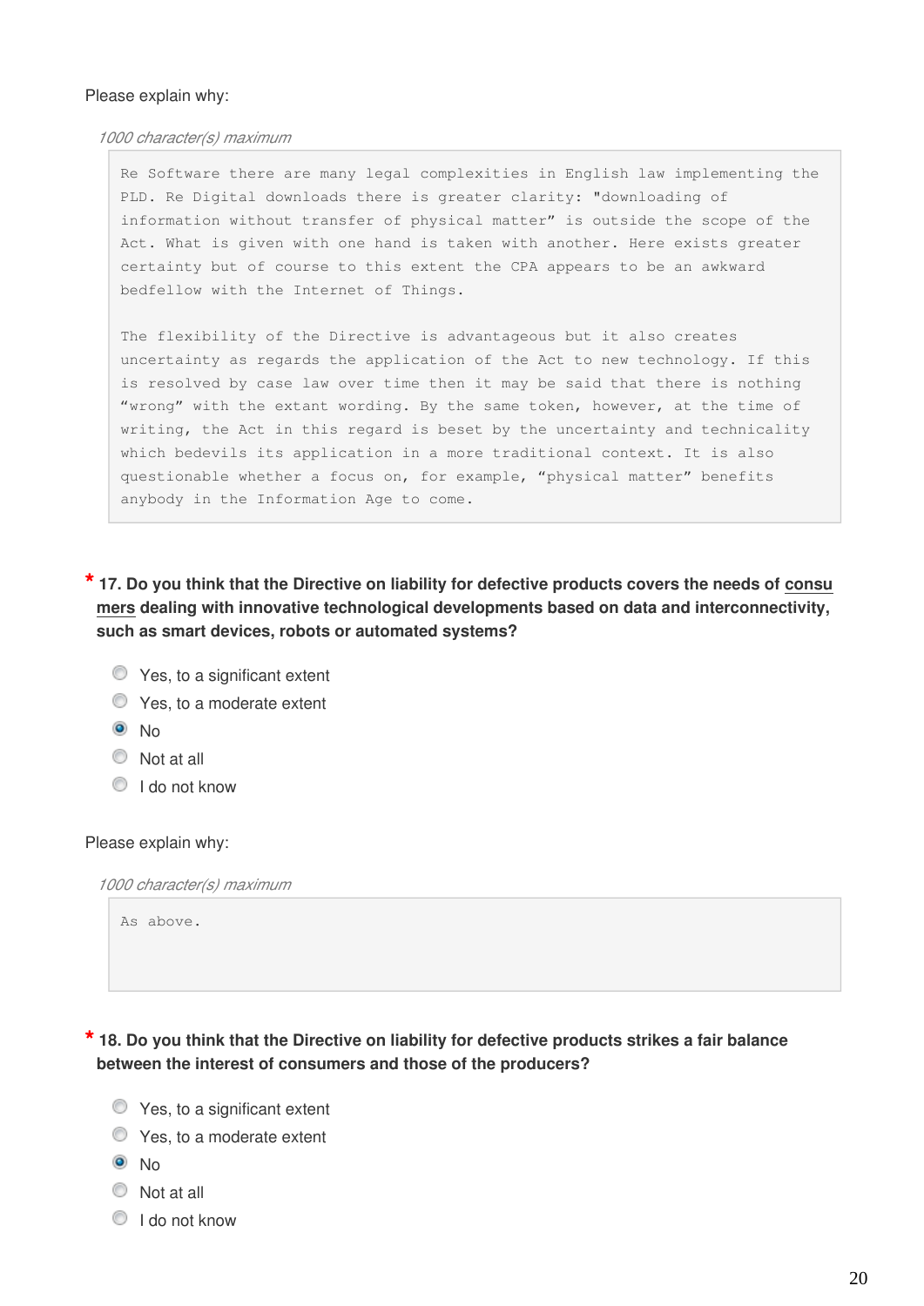Please explain why:

*1000 character(s) maximum*

Re Software there are many legal complexities in English law implementing the PLD. Re Digital downloads there is greater clarity: "downloading of information without transfer of physical matter" is outside the scope of the Act. What is given with one hand is taken with another. Here exists greater certainty but of course to this extent the CPA appears to be an awkward bedfellow with the Internet of Things.

The flexibility of the Directive is advantageous but it also creates uncertainty as regards the application of the Act to new technology. If this is resolved by case law over time then it may be said that there is nothing "wrong" with the extant wording. By the same token, however, at the time of writing, the Act in this regard is beset by the uncertainty and technicality which bedevils its application in a more traditional context. It is also questionable whether a focus on, for example, "physical matter" benefits anybody in the Information Age to come.

**\* 17. Do you think that the Directive on liability for defective products covers the needs of consumers dealing with innovative technological developments based on data and interconnectivity, such as smart devices, robots or automated systems?**

- ○ Yes, to a significant extent
- ○ Yes, to a moderate extent
- ● No
- ○ Not at all
- ○ I do not know

Please explain why:

*1000 character(s) maximum*

As above.

**\* 18. Do you think that the Directive on liability for defective products strikes a fair balance between the interest of consumers and those of the producers?**

- ○ Yes, to a significant extent
- ○ Yes, to a moderate extent
- ● No
- ○ Not at all
- ○ I do not know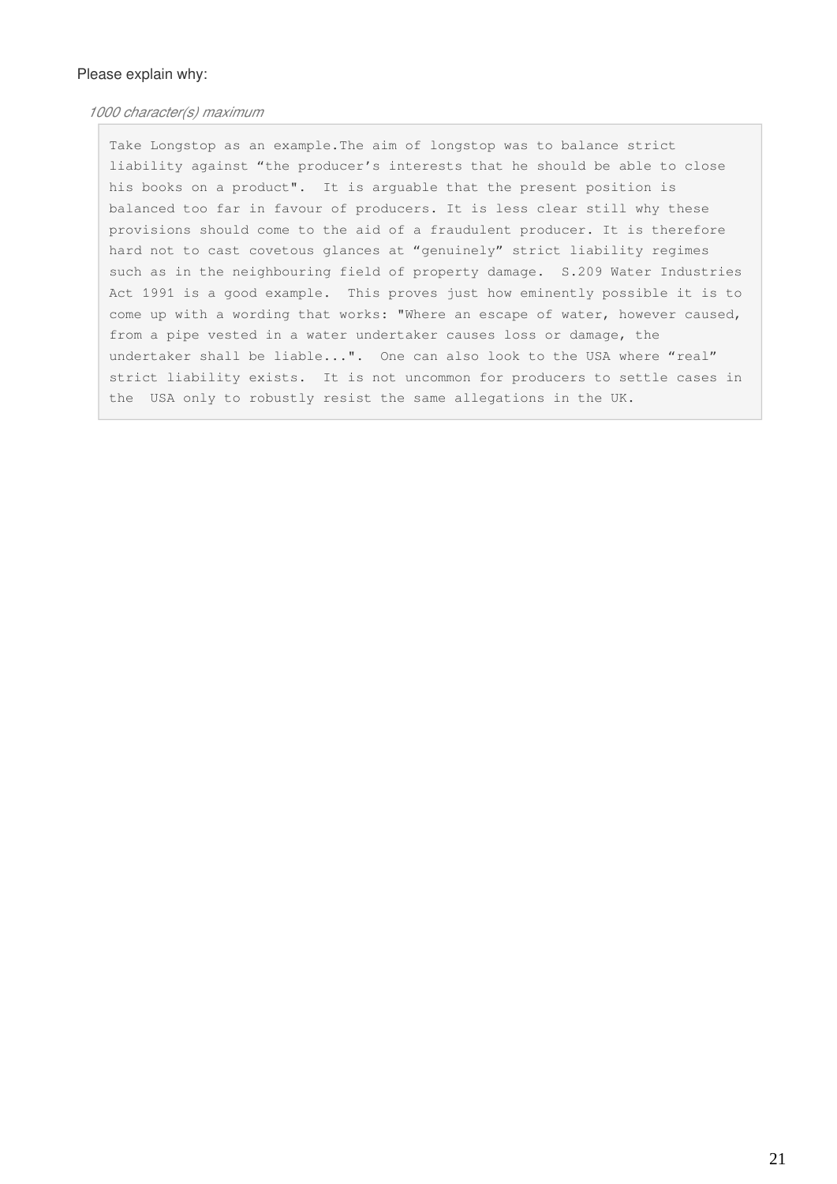Please explain why:

*1000 character(s) maximum*

Take Longstop as an example.The aim of longstop was to balance strict liability against "the producer's interests that he should be able to close his books on a product". It is arguable that the present position is balanced too far in favour of producers. It is less clear still why these provisions should come to the aid of a fraudulent producer. It is therefore hard not to cast covetous glances at "genuinely" strict liability regimes such as in the neighbouring field of property damage. S.209 Water Industries Act 1991 is a good example. This proves just how eminently possible it is to come up with a wording that works: "Where an escape of water, however caused, from a pipe vested in a water undertaker causes loss or damage, the undertaker shall be liable...". One can also look to the USA where "real" strict liability exists. It is not uncommon for producers to settle cases in the USA only to robustly resist the same allegations in the UK.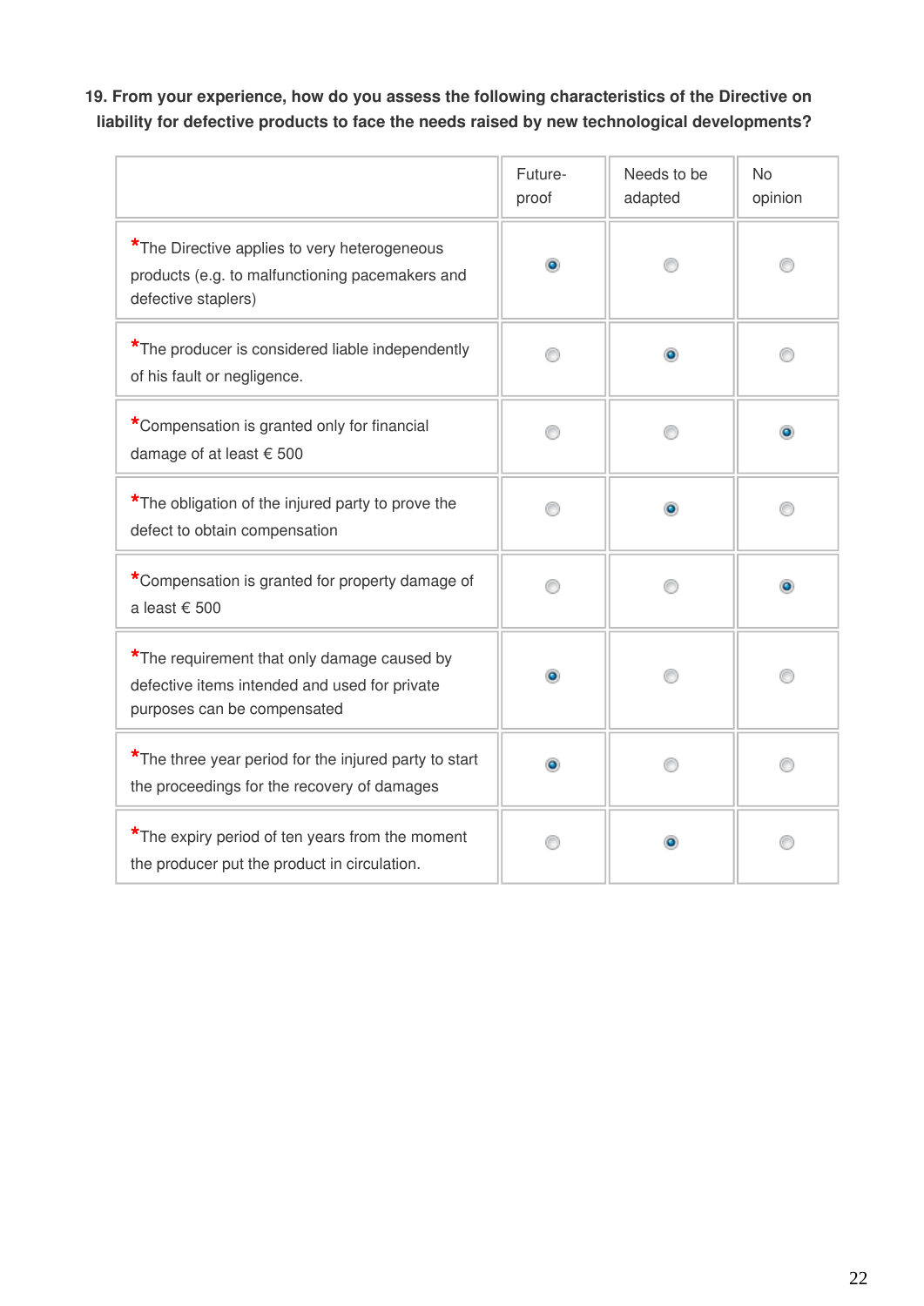**19. From your experience, how do you assess the following characteristics of the Directive on liability for defective products to face the needs raised by new technological developments?**

| | Future-proof | Needs to be adapted | No opinion |
|---|---|---|---|
| *The Directive applies to very heterogeneous products (e.g. to malfunctioning pacemakers and defective staplers) | ◉ | ○ | ○ |
| *The producer is considered liable independently of his fault or negligence. | ○ | ◉ | ○ |
| *Compensation is granted only for financial damage of at least € 500 | ○ | ○ | ◉ |
| *The obligation of the injured party to prove the defect to obtain compensation | ○ | ◉ | ○ |
| *Compensation is granted for property damage of a least € 500 | ○ | ○ | ◉ |
| *The requirement that only damage caused by defective items intended and used for private purposes can be compensated | ◉ | ○ | ○ |
| *The three year period for the injured party to start the proceedings for the recovery of damages | ◉ | ○ | ○ |
| *The expiry period of ten years from the moment the producer put the product in circulation. | ○ | ◉ | ○ |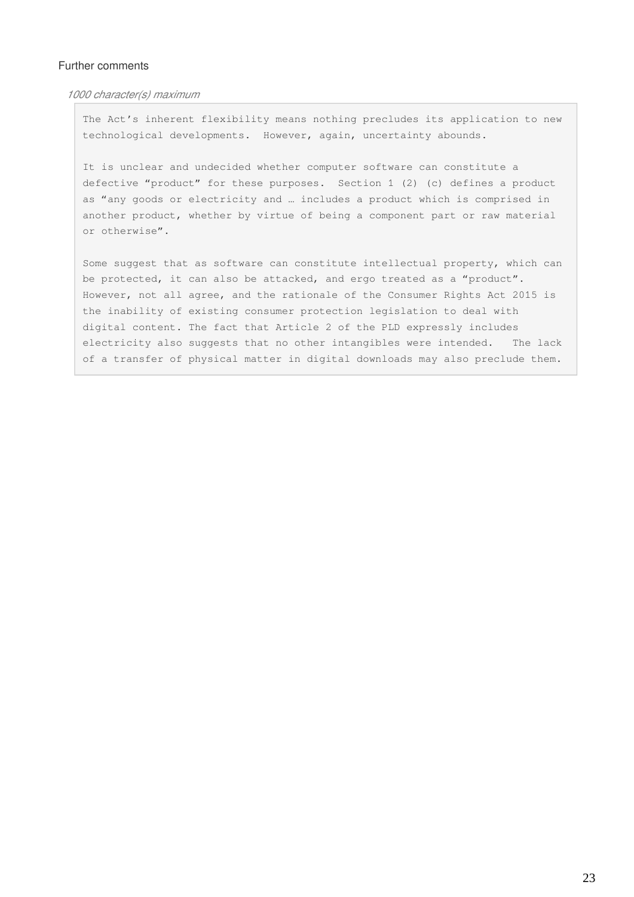Further comments

*1000 character(s) maximum*

The Act's inherent flexibility means nothing precludes its application to new technological developments. However, again, uncertainty abounds.

It is unclear and undecided whether computer software can constitute a defective "product" for these purposes. Section 1 (2) (c) defines a product as "any goods or electricity and … includes a product which is comprised in another product, whether by virtue of being a component part or raw material or otherwise".

Some suggest that as software can constitute intellectual property, which can be protected, it can also be attacked, and ergo treated as a "product". However, not all agree, and the rationale of the Consumer Rights Act 2015 is the inability of existing consumer protection legislation to deal with digital content. The fact that Article 2 of the PLD expressly includes electricity also suggests that no other intangibles were intended. The lack of a transfer of physical matter in digital downloads may also preclude them.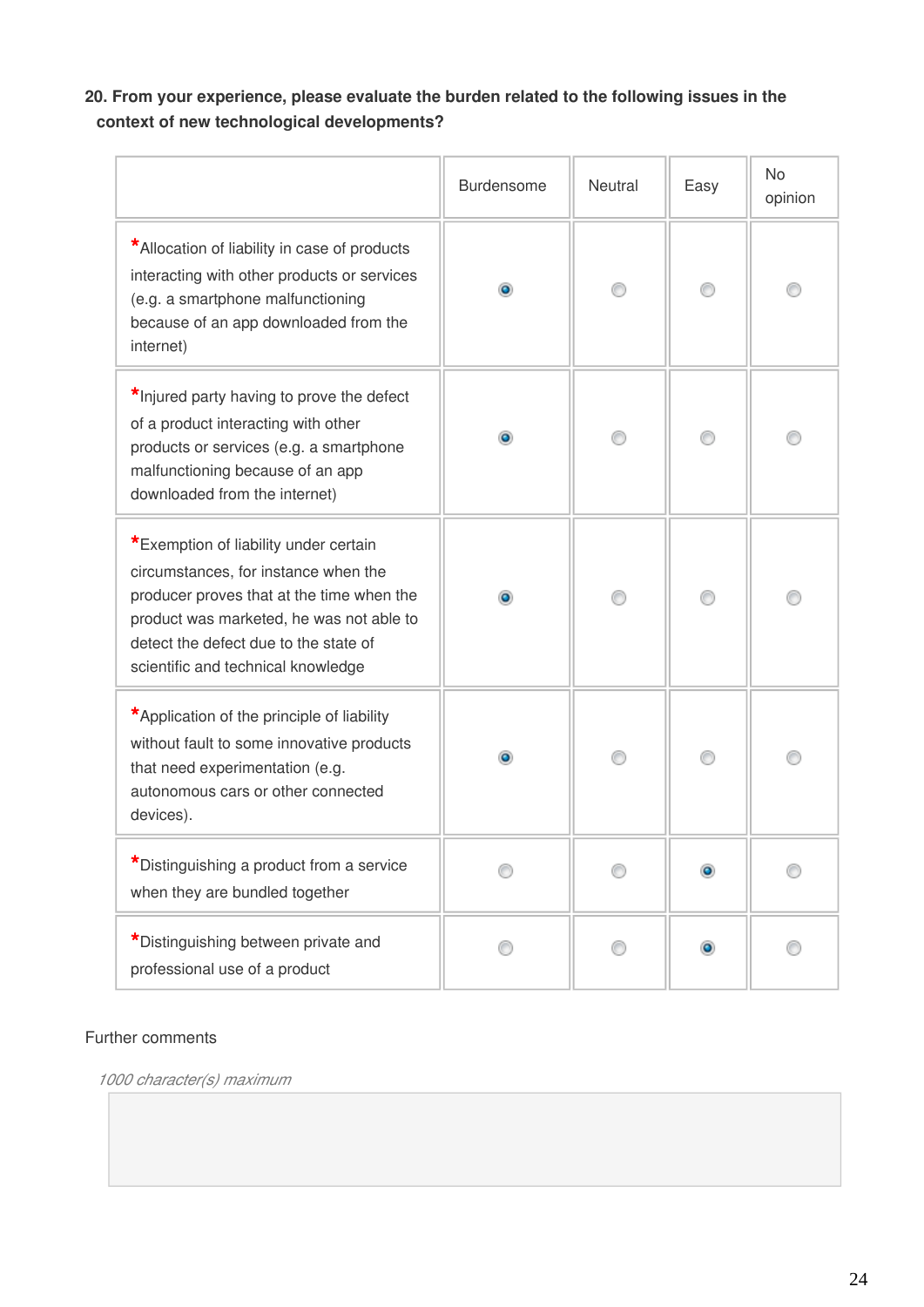**20. From your experience, please evaluate the burden related to the following issues in the context of new technological developments?**

| | Burdensome | Neutral | Easy | No opinion |
|---|---|---|---|---|
| *Allocation of liability in case of products interacting with other products or services (e.g. a smartphone malfunctioning because of an app downloaded from the internet) | ● | ○ | ○ | ○ |
| *Injured party having to prove the defect of a product interacting with other products or services (e.g. a smartphone malfunctioning because of an app downloaded from the internet) | ● | ○ | ○ | ○ |
| *Exemption of liability under certain circumstances, for instance when the producer proves that at the time when the product was marketed, he was not able to detect the defect due to the state of scientific and technical knowledge | ● | ○ | ○ | ○ |
| *Application of the principle of liability without fault to some innovative products that need experimentation (e.g. autonomous cars or other connected devices). | ● | ○ | ○ | ○ |
| *Distinguishing a product from a service when they are bundled together | ○ | ○ | ● | ○ |
| *Distinguishing between private and professional use of a product | ○ | ○ | ● | ○ |

Further comments

*1000 character(s) maximum*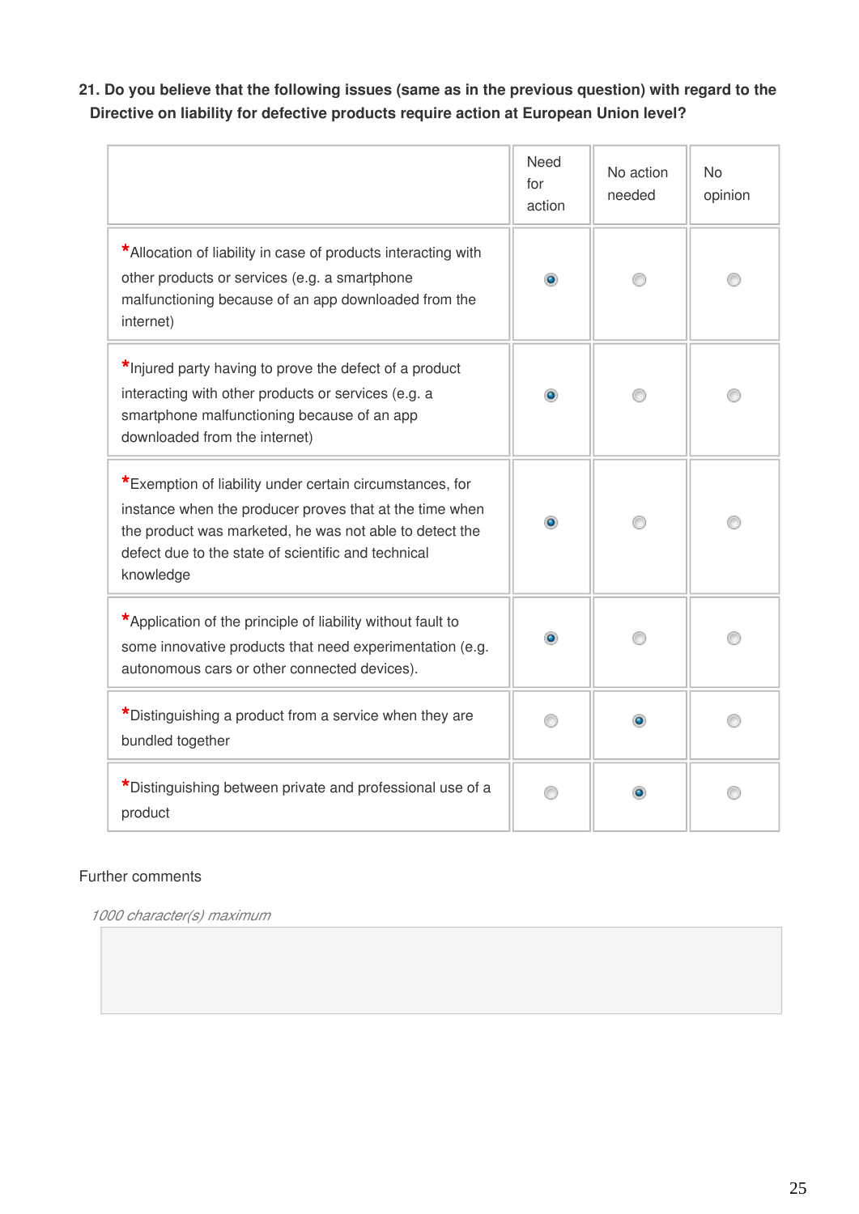**21. Do you believe that the following issues (same as in the previous question) with regard to the Directive on liability for defective products require action at European Union level?**

| | Need for action | No action needed | No opinion |
|---|---|---|---|
| *Allocation of liability in case of products interacting with other products or services (e.g. a smartphone malfunctioning because of an app downloaded from the internet) | ● | ○ | ○ |
| *Injured party having to prove the defect of a product interacting with other products or services (e.g. a smartphone malfunctioning because of an app downloaded from the internet) | ● | ○ | ○ |
| *Exemption of liability under certain circumstances, for instance when the producer proves that at the time when the product was marketed, he was not able to detect the defect due to the state of scientific and technical knowledge | ● | ○ | ○ |
| *Application of the principle of liability without fault to some innovative products that need experimentation (e.g. autonomous cars or other connected devices). | ● | ○ | ○ |
| *Distinguishing a product from a service when they are bundled together | ○ | ● | ○ |
| *Distinguishing between private and professional use of a product | ○ | ● | ○ |

Further comments

*1000 character(s) maximum*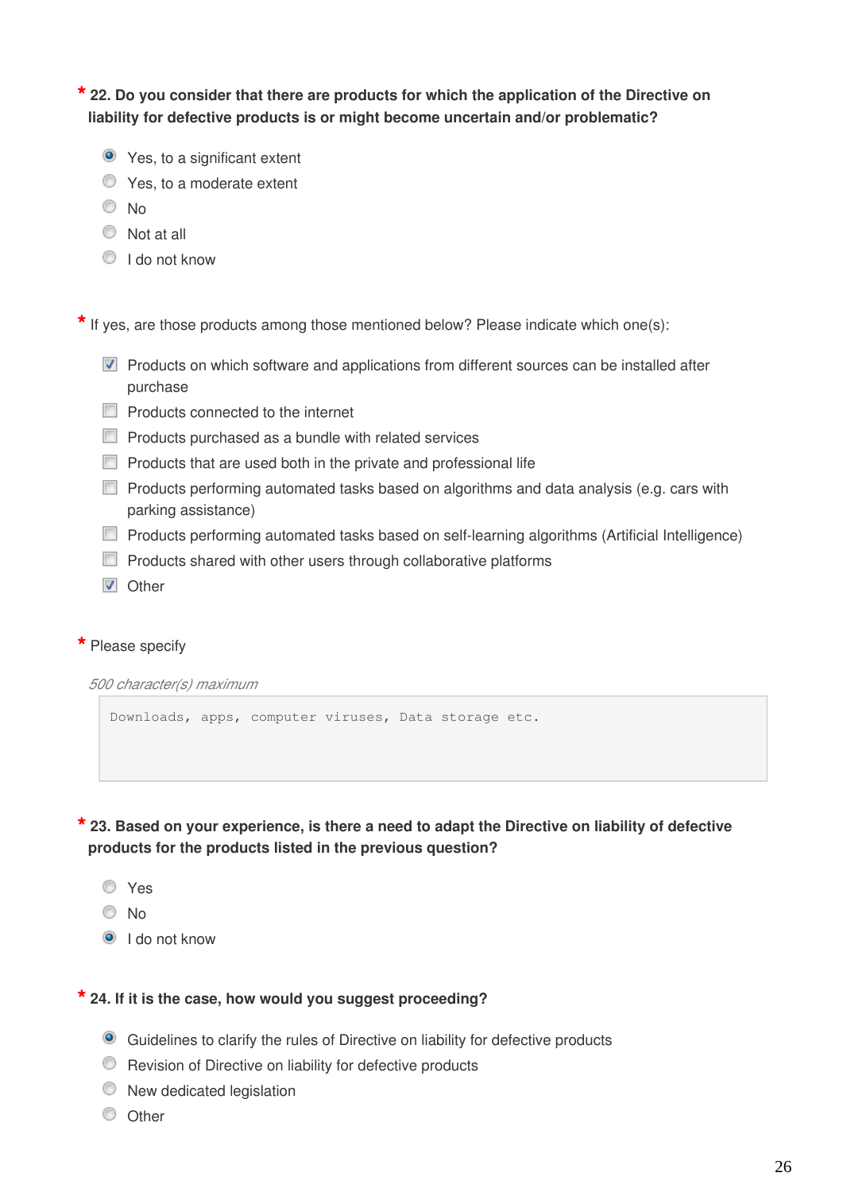**\* 22. Do you consider that there are products for which the application of the Directive on liability for defective products is or might become uncertain and/or problematic?**

- (x) Yes, to a significant extent
- ( ) Yes, to a moderate extent
- ( ) No
- ( ) Not at all
- ( ) I do not know

\* If yes, are those products among those mentioned below? Please indicate which one(s):

- [x] Products on which software and applications from different sources can be installed after purchase
- [ ] Products connected to the internet
- [ ] Products purchased as a bundle with related services
- [ ] Products that are used both in the private and professional life
- [ ] Products performing automated tasks based on algorithms and data analysis (e.g. cars with parking assistance)
- [ ] Products performing automated tasks based on self-learning algorithms (Artificial Intelligence)
- [ ] Products shared with other users through collaborative platforms
- [x] Other

\* Please specify

*500 character(s) maximum*

```
Downloads, apps, computer viruses, Data storage etc.
```

**\* 23. Based on your experience, is there a need to adapt the Directive on liability of defective products for the products listed in the previous question?**

- ( ) Yes
- ( ) No
- (x) I do not know

**\* 24. If it is the case, how would you suggest proceeding?**

- (x) Guidelines to clarify the rules of Directive on liability for defective products
- ( ) Revision of Directive on liability for defective products
- ( ) New dedicated legislation
- ( ) Other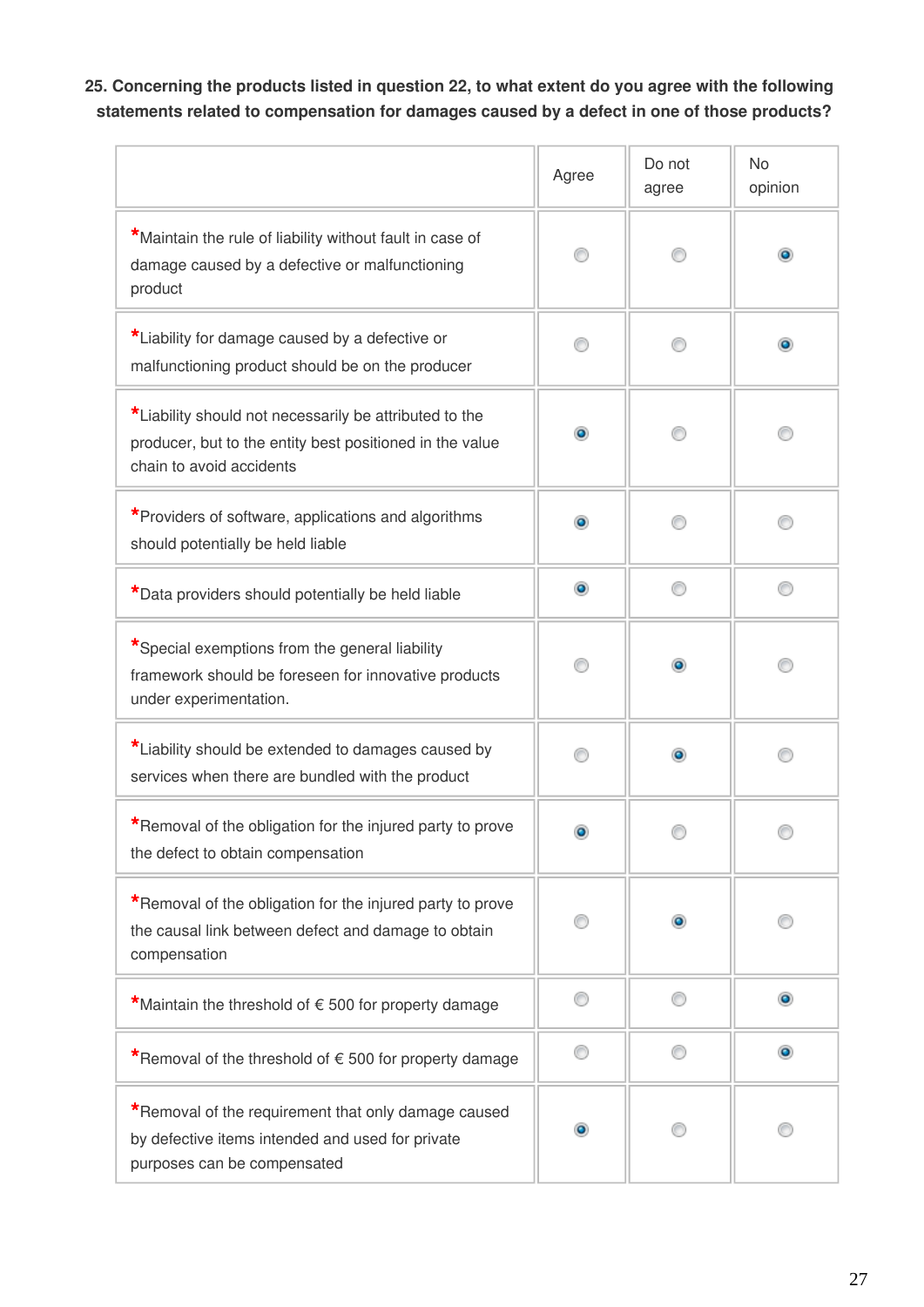**25. Concerning the products listed in question 22, to what extent do you agree with the following statements related to compensation for damages caused by a defect in one of those products?**

| | Agree | Do not agree | No opinion |
|---|---|---|---|
| *Maintain the rule of liability without fault in case of damage caused by a defective or malfunctioning product | | | X |
| *Liability for damage caused by a defective or malfunctioning product should be on the producer | | | X |
| *Liability should not necessarily be attributed to the producer, but to the entity best positioned in the value chain to avoid accidents | X | | |
| *Providers of software, applications and algorithms should potentially be held liable | X | | |
| *Data providers should potentially be held liable | X | | |
| *Special exemptions from the general liability framework should be foreseen for innovative products under experimentation. | | X | |
| *Liability should be extended to damages caused by services when there are bundled with the product | | X | |
| *Removal of the obligation for the injured party to prove the defect to obtain compensation | X | | |
| *Removal of the obligation for the injured party to prove the causal link between defect and damage to obtain compensation | | X | |
| *Maintain the threshold of € 500 for property damage | | | X |
| *Removal of the threshold of € 500 for property damage | | | X |
| *Removal of the requirement that only damage caused by defective items intended and used for private purposes can be compensated | X | | |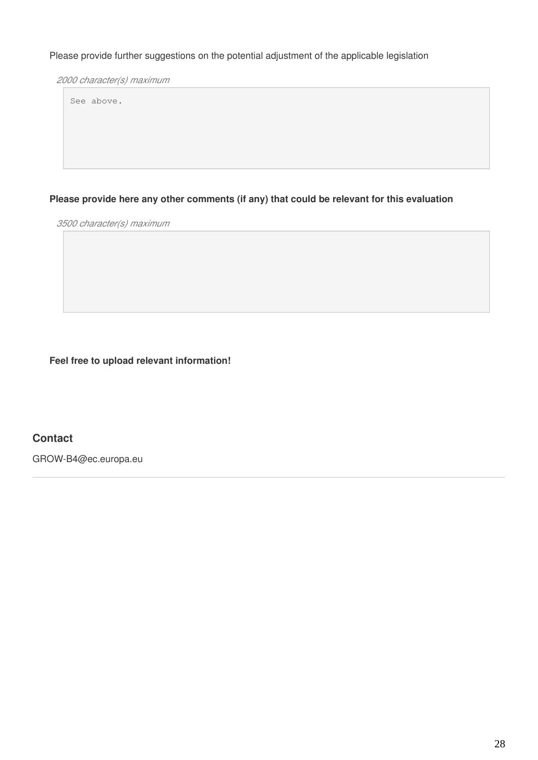Please provide further suggestions on the potential adjustment of the applicable legislation

*2000 character(s) maximum*

```
See above.
```

**Please provide here any other comments (if any) that could be relevant for this evaluation**

*3500 character(s) maximum*

**Feel free to upload relevant information!**

### Contact

GROW-B4@ec.europa.eu